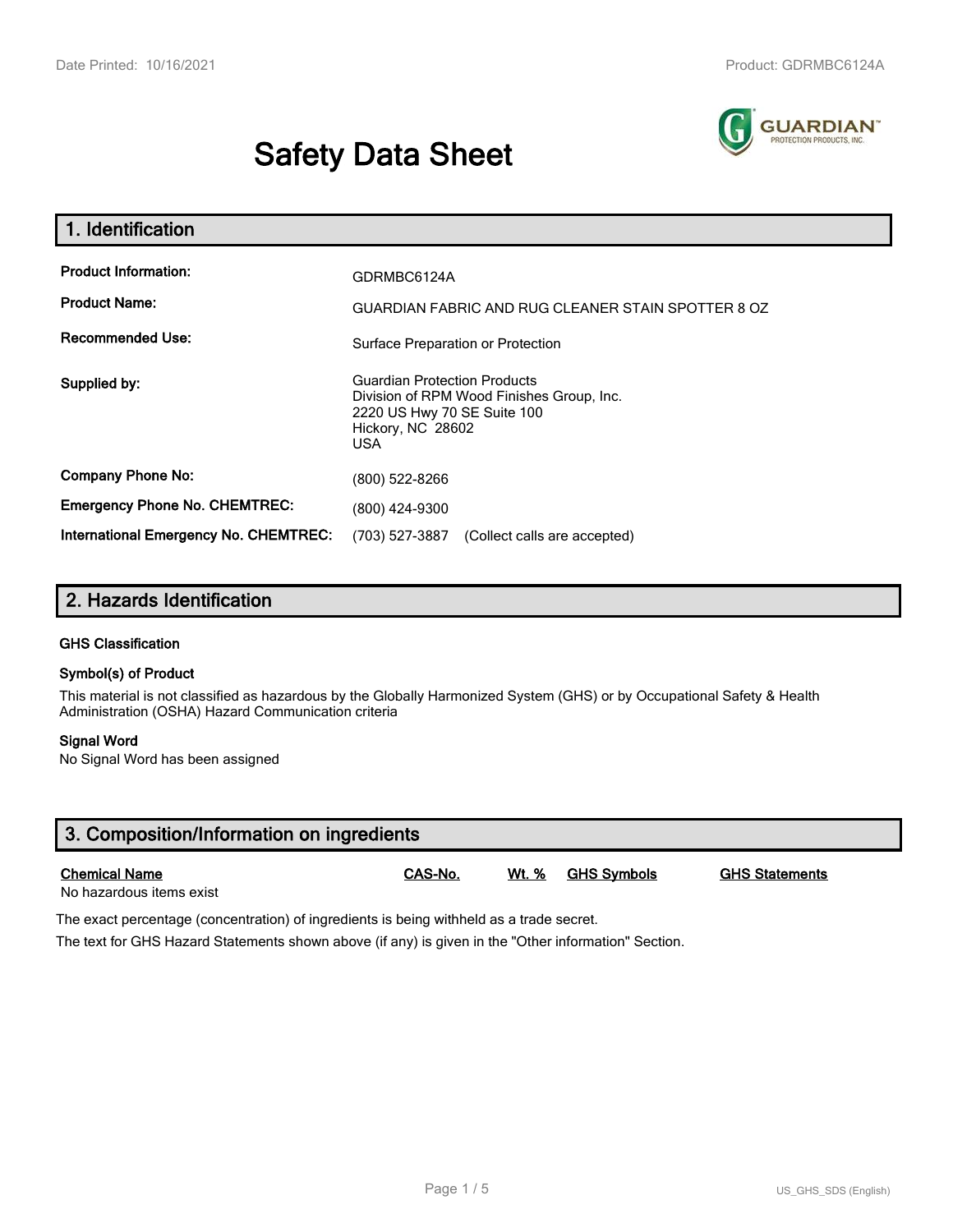# Safety Data Sheet

## 1. Identification

| | |
|---|---|
| **Product Information:** | GDRMBC6124A |
| **Product Name:** | GUARDIAN FABRIC AND RUG CLEANER STAIN SPOTTER 8 OZ |
| **Recommended Use:** | Surface Preparation or Protection |
| **Supplied by:** | Guardian Protection Products<br>Division of RPM Wood Finishes Group, Inc.<br>2220 US Hwy 70 SE Suite 100<br>Hickory, NC 28602<br>USA |
| **Company Phone No:** | (800) 522-8266 |
| **Emergency Phone No. CHEMTREC:** | (800) 424-9300 |
| **International Emergency No. CHEMTREC:** | (703) 527-3887 (Collect calls are accepted) |

## 2. Hazards Identification

### GHS Classification

### Symbol(s) of Product

This material is not classified as hazardous by the Globally Harmonized System (GHS) or by Occupational Safety & Health Administration (OSHA) Hazard Communication criteria

### Signal Word

No Signal Word has been assigned

## 3. Composition/Information on ingredients

| Chemical Name | CAS-No. | Wt. % | GHS Symbols | GHS Statements |
|---|---|---|---|---|
| No hazardous items exist | | | | |

The exact percentage (concentration) of ingredients is being withheld as a trade secret.

The text for GHS Hazard Statements shown above (if any) is given in the "Other information" Section.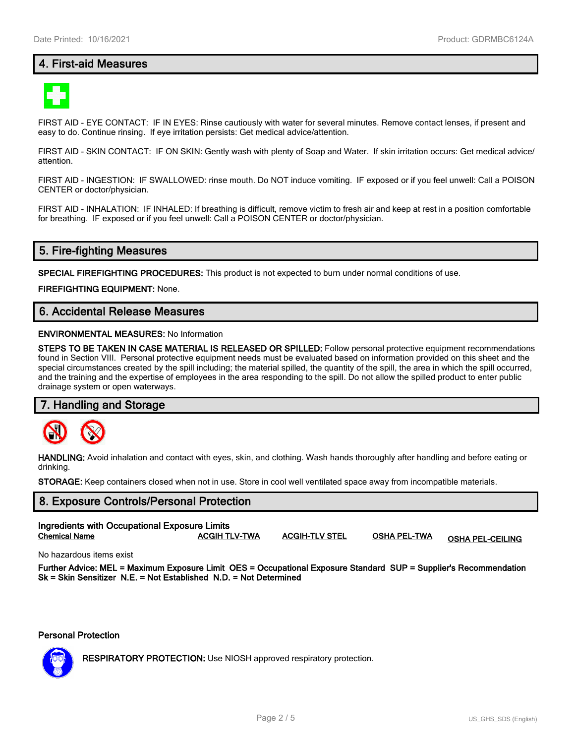## 4. First-aid Measures

FIRST AID - EYE CONTACT: IF IN EYES: Rinse cautiously with water for several minutes. Remove contact lenses, if present and easy to do. Continue rinsing. If eye irritation persists: Get medical advice/attention.

FIRST AID - SKIN CONTACT: IF ON SKIN: Gently wash with plenty of Soap and Water. If skin irritation occurs: Get medical advice/ attention.

FIRST AID - INGESTION: IF SWALLOWED: rinse mouth. Do NOT induce vomiting. IF exposed or if you feel unwell: Call a POISON CENTER or doctor/physician.

FIRST AID - INHALATION: IF INHALED: If breathing is difficult, remove victim to fresh air and keep at rest in a position comfortable for breathing. IF exposed or if you feel unwell: Call a POISON CENTER or doctor/physician.

## 5. Fire-fighting Measures

**SPECIAL FIREFIGHTING PROCEDURES:** This product is not expected to burn under normal conditions of use.

**FIREFIGHTING EQUIPMENT:** None.

## 6. Accidental Release Measures

**ENVIRONMENTAL MEASURES:** No Information

**STEPS TO BE TAKEN IN CASE MATERIAL IS RELEASED OR SPILLED:** Follow personal protective equipment recommendations found in Section VIII. Personal protective equipment needs must be evaluated based on information provided on this sheet and the special circumstances created by the spill including; the material spilled, the quantity of the spill, the area in which the spill occurred, and the training and the expertise of employees in the area responding to the spill. Do not allow the spilled product to enter public drainage system or open waterways.

## 7. Handling and Storage

**HANDLING:** Avoid inhalation and contact with eyes, skin, and clothing. Wash hands thoroughly after handling and before eating or drinking.

**STORAGE:** Keep containers closed when not in use. Store in cool well ventilated space away from incompatible materials.

## 8. Exposure Controls/Personal Protection

**Ingredients with Occupational Exposure Limits**

| Chemical Name | ACGIH TLV-TWA | ACGIH-TLV STEL | OSHA PEL-TWA | OSHA PEL-CEILING |
|---|---|---|---|---|

No hazardous items exist

**Further Advice: MEL = Maximum Exposure Limit OES = Occupational Exposure Standard SUP = Supplier's Recommendation Sk = Skin Sensitizer N.E. = Not Established N.D. = Not Determined**

**Personal Protection**

**RESPIRATORY PROTECTION:** Use NIOSH approved respiratory protection.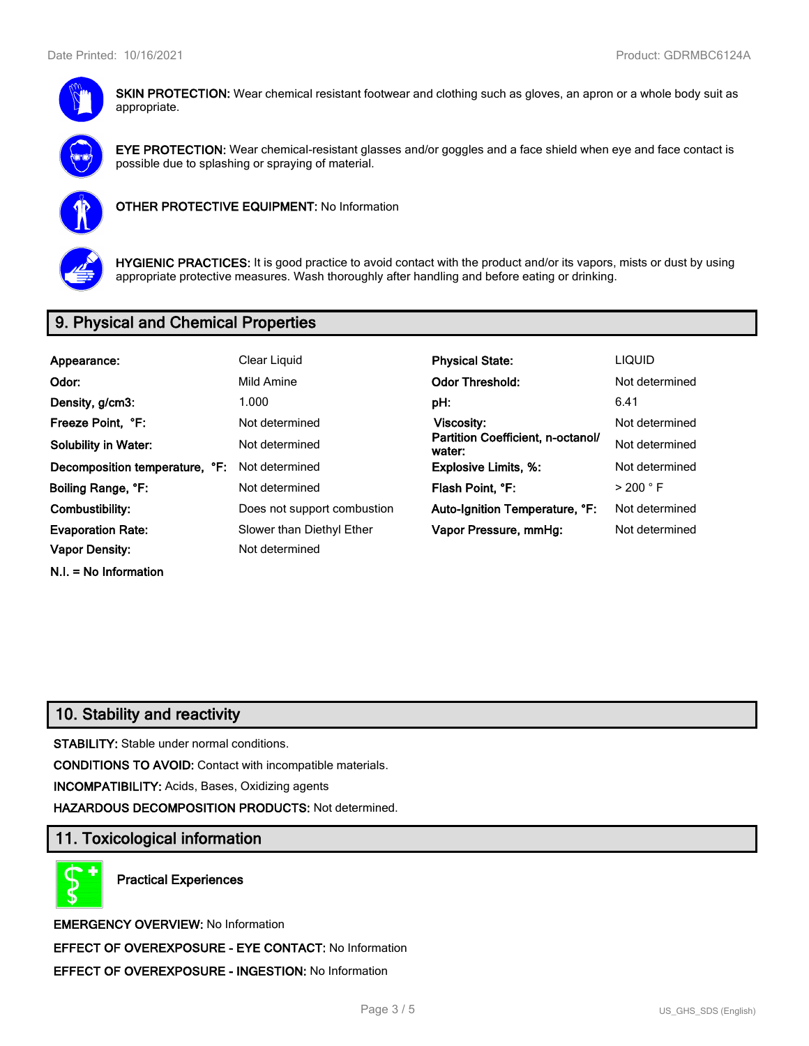**SKIN PROTECTION:** Wear chemical resistant footwear and clothing such as gloves, an apron or a whole body suit as appropriate.

**EYE PROTECTION:** Wear chemical-resistant glasses and/or goggles and a face shield when eye and face contact is possible due to splashing or spraying of material.

**OTHER PROTECTIVE EQUIPMENT:** No Information

**HYGIENIC PRACTICES:** It is good practice to avoid contact with the product and/or its vapors, mists or dust by using appropriate protective measures. Wash thoroughly after handling and before eating or drinking.

## 9. Physical and Chemical Properties

| | | | |
|---|---|---|---|
| **Appearance:** | Clear Liquid | **Physical State:** | LIQUID |
| **Odor:** | Mild Amine | **Odor Threshold:** | Not determined |
| **Density, g/cm3:** | 1.000 | **pH:** | 6.41 |
| **Freeze Point, °F:** | Not determined | **Viscosity:** | Not determined |
| **Solubility in Water:** | Not determined | **Partition Coefficient, n-octanol/ water:** | Not determined |
| **Decomposition temperature, °F:** | Not determined | **Explosive Limits, %:** | Not determined |
| **Boiling Range, °F:** | Not determined | **Flash Point, °F:** | > 200 ° F |
| **Combustibility:** | Does not support combustion | **Auto-Ignition Temperature, °F:** | Not determined |
| **Evaporation Rate:** | Slower than Diethyl Ether | **Vapor Pressure, mmHg:** | Not determined |
| **Vapor Density:** | Not determined | | |

**N.I. = No Information**

## 10. Stability and reactivity

**STABILITY:** Stable under normal conditions.

**CONDITIONS TO AVOID:** Contact with incompatible materials.

**INCOMPATIBILITY:** Acids, Bases, Oxidizing agents

**HAZARDOUS DECOMPOSITION PRODUCTS:** Not determined.

## 11. Toxicological information

**Practical Experiences**

**EMERGENCY OVERVIEW:** No Information

**EFFECT OF OVEREXPOSURE - EYE CONTACT:** No Information

**EFFECT OF OVEREXPOSURE - INGESTION:** No Information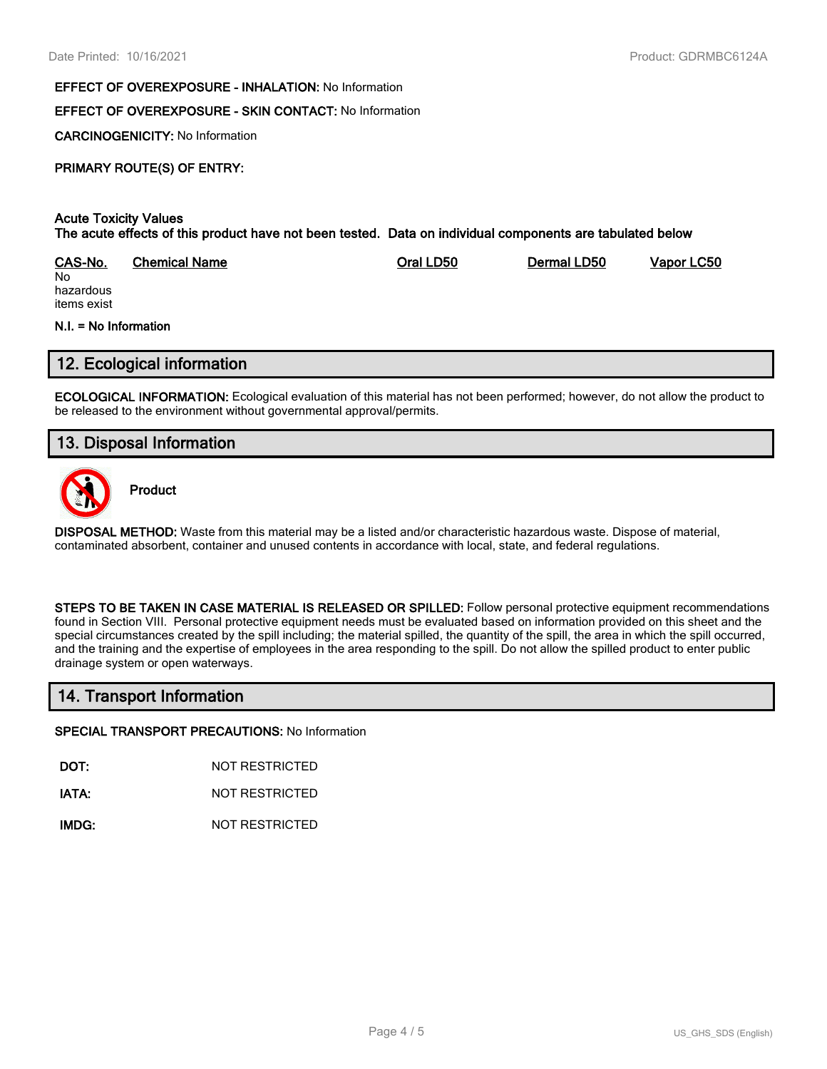**EFFECT OF OVEREXPOSURE - INHALATION:** No Information

**EFFECT OF OVEREXPOSURE - SKIN CONTACT:** No Information

**CARCINOGENICITY:** No Information

**PRIMARY ROUTE(S) OF ENTRY:**

**Acute Toxicity Values**
**The acute effects of this product have not been tested. Data on individual components are tabulated below**

| CAS-No. | Chemical Name | Oral LD50 | Dermal LD50 | Vapor LC50 |
|---|---|---|---|---|
| No hazardous items exist | | | | |

**N.I. = No Information**

## 12. Ecological information

**ECOLOGICAL INFORMATION:** Ecological evaluation of this material has not been performed; however, do not allow the product to be released to the environment without governmental approval/permits.

## 13. Disposal Information

**Product**

**DISPOSAL METHOD:** Waste from this material may be a listed and/or characteristic hazardous waste. Dispose of material, contaminated absorbent, container and unused contents in accordance with local, state, and federal regulations.

**STEPS TO BE TAKEN IN CASE MATERIAL IS RELEASED OR SPILLED:** Follow personal protective equipment recommendations found in Section VIII. Personal protective equipment needs must be evaluated based on information provided on this sheet and the special circumstances created by the spill including; the material spilled, the quantity of the spill, the area in which the spill occurred, and the training and the expertise of employees in the area responding to the spill. Do not allow the spilled product to enter public drainage system or open waterways.

## 14. Transport Information

**SPECIAL TRANSPORT PRECAUTIONS:** No Information

| | |
|---|---|
| **DOT:** | NOT RESTRICTED |
| **IATA:** | NOT RESTRICTED |
| **IMDG:** | NOT RESTRICTED |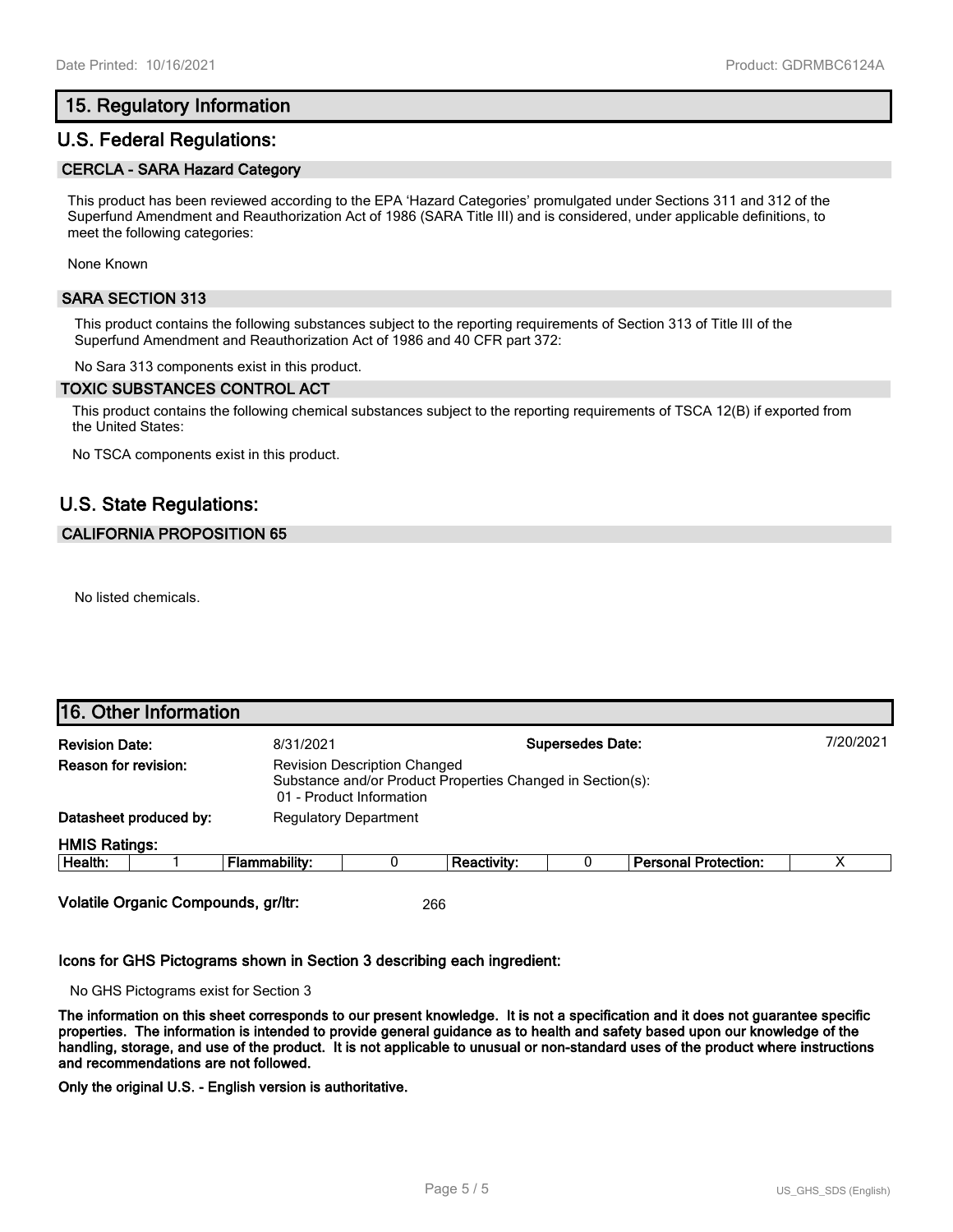## 15. Regulatory Information

## U.S. Federal Regulations:

### CERCLA - SARA Hazard Category

This product has been reviewed according to the EPA 'Hazard Categories' promulgated under Sections 311 and 312 of the Superfund Amendment and Reauthorization Act of 1986 (SARA Title III) and is considered, under applicable definitions, to meet the following categories:

None Known

### SARA SECTION 313

This product contains the following substances subject to the reporting requirements of Section 313 of Title III of the Superfund Amendment and Reauthorization Act of 1986 and 40 CFR part 372:

No Sara 313 components exist in this product.

### TOXIC SUBSTANCES CONTROL ACT

This product contains the following chemical substances subject to the reporting requirements of TSCA 12(B) if exported from the United States:

No TSCA components exist in this product.

## U.S. State Regulations:

### CALIFORNIA PROPOSITION 65

No listed chemicals.

## 16. Other Information

**Revision Date:** 8/31/2021 **Supersedes Date:** 7/20/2021

**Reason for revision:** Revision Description Changed
Substance and/or Product Properties Changed in Section(s):
01 - Product Information

**Datasheet produced by:** Regulatory Department

**HMIS Ratings:**

| Health: | 1 | Flammability: | 0 | Reactivity: | 0 | Personal Protection: | X |
|---|---|---|---|---|---|---|---|

**Volatile Organic Compounds, gr/ltr:** 266

**Icons for GHS Pictograms shown in Section 3 describing each ingredient:**

No GHS Pictograms exist for Section 3

**The information on this sheet corresponds to our present knowledge. It is not a specification and it does not guarantee specific properties. The information is intended to provide general guidance as to health and safety based upon our knowledge of the handling, storage, and use of the product. It is not applicable to unusual or non-standard uses of the product where instructions and recommendations are not followed.**

**Only the original U.S. - English version is authoritative.**